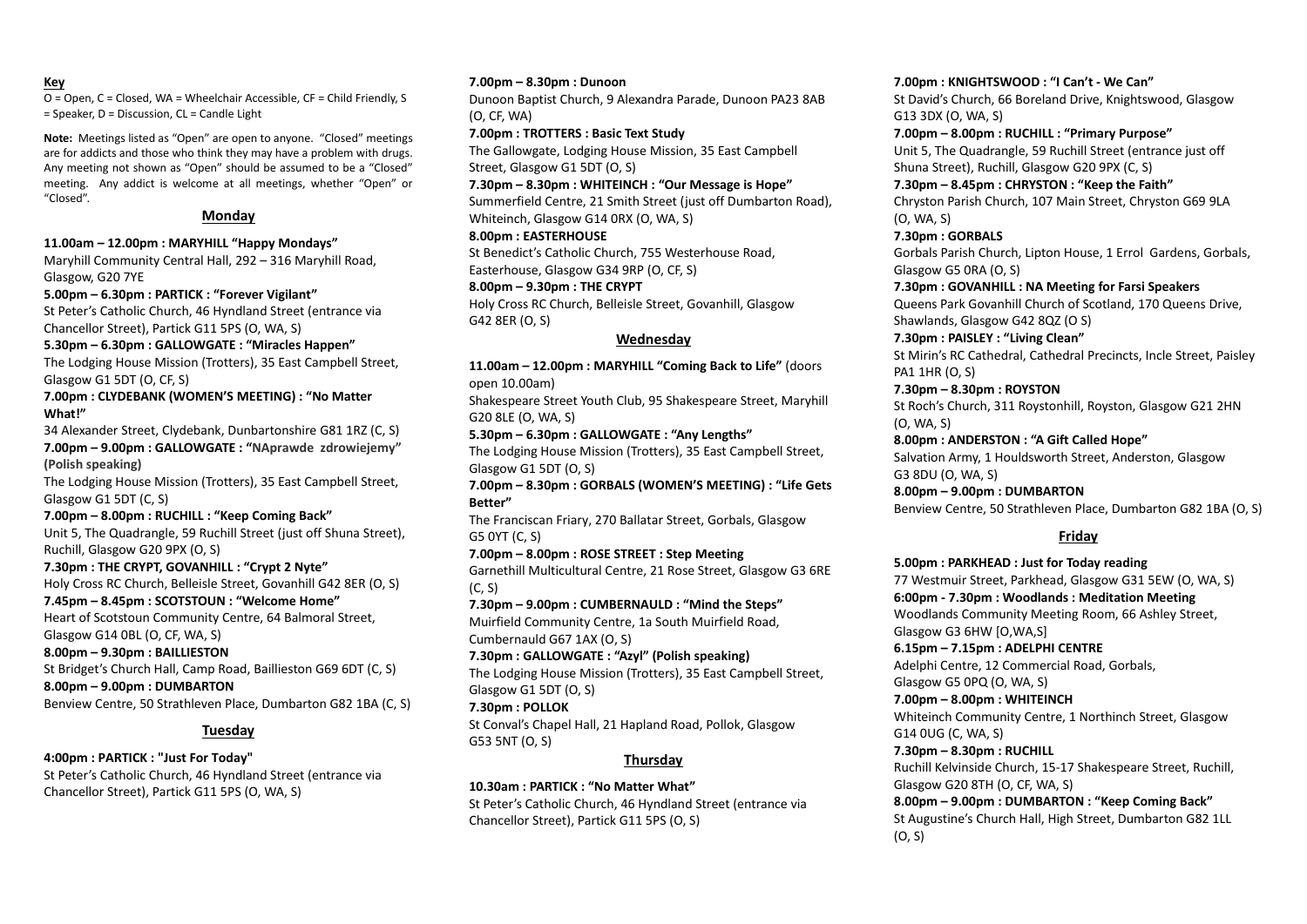**Key**

O = Open, C = Closed, WA = Wheelchair Accessible, CF = Child Friendly, S = Speaker, D = Discussion, CL = Candle Light

**Note:** Meetings listed as "Open" are open to anyone. "Closed" meetings are for addicts and those who think they may have a problem with drugs. Any meeting not shown as "Open" should be assumed to be a "Closed" meeting. Any addict is welcome at all meetings, whether "Open" or "Closed".

## Monday

**11.00am – 12.00pm : MARYHILL "Happy Mondays"**
Maryhill Community Central Hall, 292 – 316 Maryhill Road, Glasgow, G20 7YE

**5.00pm – 6.30pm : PARTICK : "Forever Vigilant"**
St Peter's Catholic Church, 46 Hyndland Street (entrance via Chancellor Street), Partick G11 5PS (O, WA, S)

**5.30pm – 6.30pm : GALLOWGATE : "Miracles Happen"**
The Lodging House Mission (Trotters), 35 East Campbell Street, Glasgow G1 5DT (O, CF, S)

**7.00pm : CLYDEBANK (WOMEN'S MEETING) : "No Matter What!"**
34 Alexander Street, Clydebank, Dunbartonshire G81 1RZ (C, S)

**7.00pm – 9.00pm : GALLOWGATE : "NAprawde zdrowiejemy" (Polish speaking)**
The Lodging House Mission (Trotters), 35 East Campbell Street, Glasgow G1 5DT (C, S)

**7.00pm – 8.00pm : RUCHILL : "Keep Coming Back"**
Unit 5, The Quadrangle, 59 Ruchill Street (just off Shuna Street), Ruchill, Glasgow G20 9PX (O, S)

**7.30pm : THE CRYPT, GOVANHILL : "Crypt 2 Nyte"**
Holy Cross RC Church, Belleisle Street, Govanhill G42 8ER (O, S)

**7.45pm – 8.45pm : SCOTSTOUN : "Welcome Home"**
Heart of Scotstoun Community Centre, 64 Balmoral Street, Glasgow G14 0BL (O, CF, WA, S)

**8.00pm – 9.30pm : BAILLIESTON**
St Bridget's Church Hall, Camp Road, Baillieston G69 6DT (C, S)

**8.00pm – 9.00pm : DUMBARTON**
Benview Centre, 50 Strathleven Place, Dumbarton G82 1BA (C, S)

## Tuesday

**4:00pm : PARTICK : "Just For Today"**
St Peter's Catholic Church, 46 Hyndland Street (entrance via Chancellor Street), Partick G11 5PS (O, WA, S)

**7.00pm – 8.30pm : Dunoon**
Dunoon Baptist Church, 9 Alexandra Parade, Dunoon PA23 8AB (O, CF, WA)

**7.00pm : TROTTERS : Basic Text Study**
The Gallowgate, Lodging House Mission, 35 East Campbell Street, Glasgow G1 5DT (O, S)

**7.30pm – 8.30pm : WHITEINCH : "Our Message is Hope"**
Summerfield Centre, 21 Smith Street (just off Dumbarton Road), Whiteinch, Glasgow G14 0RX (O, WA, S)

**8.00pm : EASTERHOUSE**
St Benedict's Catholic Church, 755 Westerhouse Road, Easterhouse, Glasgow G34 9RP (O, CF, S)

**8.00pm – 9.30pm : THE CRYPT**
Holy Cross RC Church, Belleisle Street, Govanhill, Glasgow G42 8ER (O, S)

## Wednesday

**11.00am – 12.00pm : MARYHILL "Coming Back to Life"** (doors open 10.00am)
Shakespeare Street Youth Club, 95 Shakespeare Street, Maryhill G20 8LE (O, WA, S)

**5.30pm – 6.30pm : GALLOWGATE : "Any Lengths"**
The Lodging House Mission (Trotters), 35 East Campbell Street, Glasgow G1 5DT (O, S)

**7.00pm – 8.30pm : GORBALS (WOMEN'S MEETING) : "Lifes Gets Better"**
The Franciscan Friary, 270 Ballatar Street, Gorbals, Glasgow G5 0YT (C, S)

**7.00pm – 8.00pm : ROSE STREET : Step Meeting**
Garnethill Multicultural Centre, 21 Rose Street, Glasgow G3 6RE (C, S)

**7.30pm – 9.00pm : CUMBERNAULD : "Mind the Steps"**
Muirfield Community Centre, 1a South Muirfield Road, Cumbernauld G67 1AX (O, S)

**7.30pm : GALLOWGATE : "Azyl" (Polish speaking)**
The Lodging House Mission (Trotters), 35 East Campbell Street, Glasgow G1 5DT (O, S)

**7.30pm : POLLOK**
St Conval's Chapel Hall, 21 Hapland Road, Pollok, Glasgow G53 5NT (O, S)

## Thursday

**10.30am : PARTICK : "No Matter What"**
St Peter's Catholic Church, 46 Hyndland Street (entrance via Chancellor Street), Partick G11 5PS (O, S)

**7.00pm : KNIGHTSWOOD : "I Can't - We Can"**
St David's Church, 66 Boreland Drive, Knightswood, Glasgow G13 3DX (O, WA, S)

**7.00pm – 8.00pm : RUCHILL : "Primary Purpose"**
Unit 5, The Quadrangle, 59 Ruchill Street (entrance just off Shuna Street), Ruchill, Glasgow G20 9PX (C, S)

**7.30pm – 8.45pm : CHRYSTON : "Keep the Faith"**
Chryston Parish Church, 107 Main Street, Chryston G69 9LA (O, WA, S)

**7.30pm : GORBALS**
Gorbals Parish Church, Lipton House, 1 Errol Gardens, Gorbals, Glasgow G5 0RA (O, S)

**7.30pm : GOVANHILL : NA Meeting for Farsi Speakers**
Queens Park Govanhill Church of Scotland, 170 Queens Drive, Shawlands, Glasgow G42 8QZ (O S)

**7.30pm : PAISLEY : "Living Clean"**
St Mirin's RC Cathedral, Cathedral Precincts, Incle Street, Paisley PA1 1HR (O, S)

**7.30pm – 8.30pm : ROYSTON**
St Roch's Church, 311 Roystonhill, Royston, Glasgow G21 2HN (O, WA, S)

**8.00pm : ANDERSTON : "A Gift Called Hope"**
Salvation Army, 1 Houldsworth Street, Anderston, Glasgow G3 8DU (O, WA, S)

**8.00pm – 9.00pm : DUMBARTON**
Benview Centre, 50 Strathleven Place, Dumbarton G82 1BA (O, S)

## Friday

**5.00pm : PARKHEAD : Just for Today reading**
77 Westmuir Street, Parkhead, Glasgow G31 5EW (O, WA, S)

**6:00pm - 7.30pm : Woodlands : Meditation Meeting**
Woodlands Community Meeting Room, 66 Ashley Street, Glasgow G3 6HW [O,WA,S]

**6.15pm – 7.15pm : ADELPHI CENTRE**
Adelphi Centre, 12 Commercial Road, Gorbals, Glasgow G5 0PQ (O, WA, S)

**7.00pm – 8.00pm : WHITEINCH**
Whiteinch Community Centre, 1 Northinch Street, Glasgow G14 0UG (C, WA, S)

**7.30pm – 8.30pm : RUCHILL**
Ruchill Kelvinside Church, 15-17 Shakespeare Street, Ruchill, Glasgow G20 8TH (O, CF, WA, S)

**8.00pm – 9.00pm : DUMBARTON : "Keep Coming Back"**
St Augustine's Church Hall, High Street, Dumbarton G82 1LL (O, S)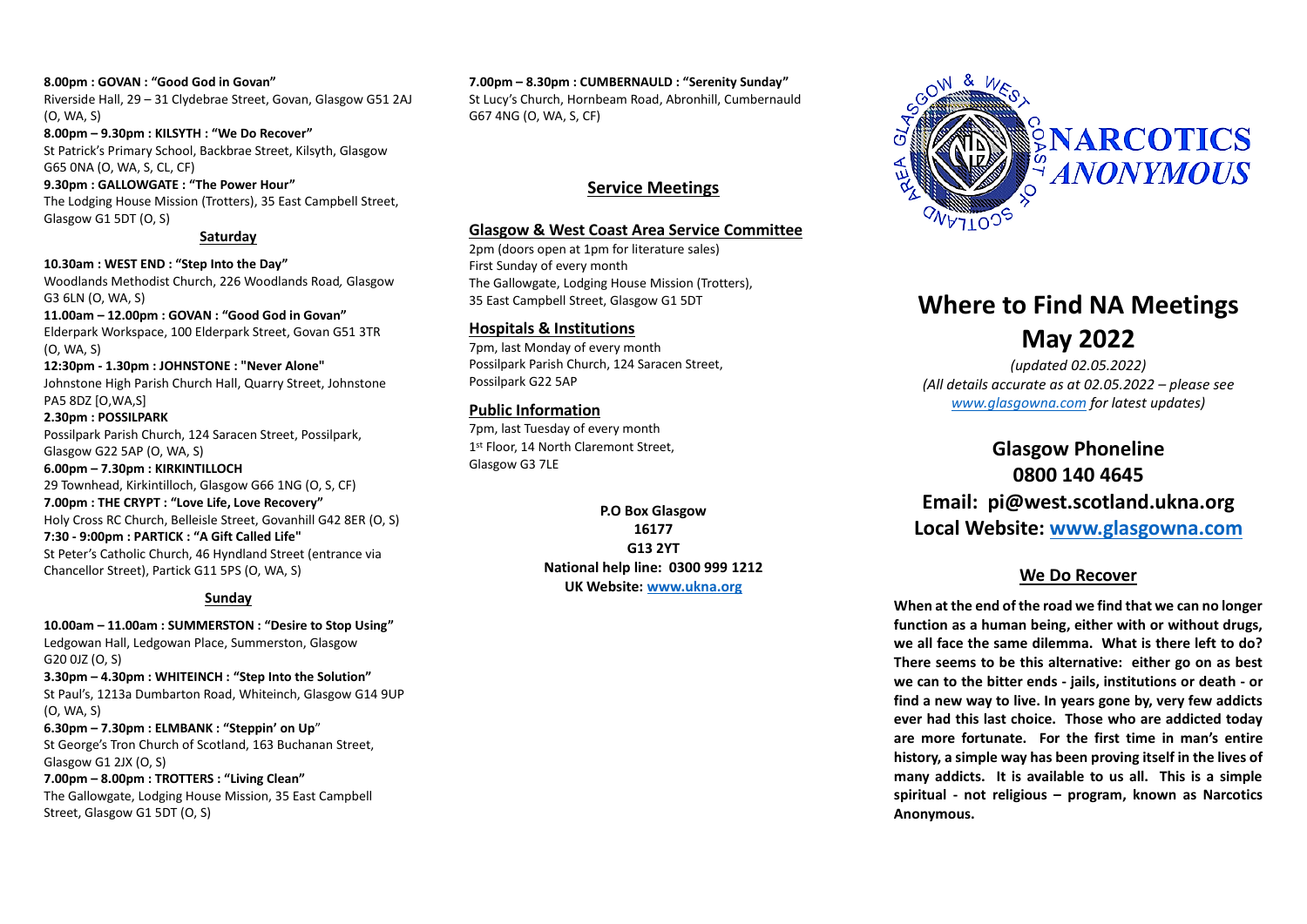**8.00pm : GOVAN : "Good God in Govan"**
Riverside Hall, 29 – 31 Clydebrae Street, Govan, Glasgow G51 2AJ (O, WA, S)

**8.00pm – 9.30pm : KILSYTH : "We Do Recover"**
St Patrick's Primary School, Backbrae Street, Kilsyth, Glasgow G65 0NA (O, WA, S, CL, CF)

**9.30pm : GALLOWGATE : "The Power Hour"**
The Lodging House Mission (Trotters), 35 East Campbell Street, Glasgow G1 5DT (O, S)

## Saturday

**10.30am : WEST END : "Step Into the Day"**
Woodlands Methodist Church, 226 Woodlands Road, Glasgow G3 6LN (O, WA, S)

**11.00am – 12.00pm : GOVAN : "Good God in Govan"**
Elderpark Workspace, 100 Elderpark Street, Govan G51 3TR (O, WA, S)

**12:30pm - 1.30pm : JOHNSTONE : "Never Alone"**
Johnstone High Parish Church Hall, Quarry Street, Johnstone PA5 8DZ [O,WA,S]

**2.30pm : POSSILPARK**
Possilpark Parish Church, 124 Saracen Street, Possilpark, Glasgow G22 5AP (O, WA, S)

**6.00pm – 7.30pm : KIRKINTILLOCH**
29 Townhead, Kirkintilloch, Glasgow G66 1NG (O, S, CF)

**7.00pm : THE CRYPT : "Love Life, Love Recovery"**
Holy Cross RC Church, Belleisle Street, Govanhill G42 8ER (O, S)

**7:30 - 9:00pm : PARTICK : "A Gift Called Life"**
St Peter's Catholic Church, 46 Hyndland Street (entrance via Chancellor Street), Partick G11 5PS (O, WA, S)

## Sunday

**10.00am – 11.00am : SUMMERSTON : "Desire to Stop Using"**
Ledgowan Hall, Ledgowan Place, Summerston, Glasgow G20 0JZ (O, S)

**3.30pm – 4.30pm : WHITEINCH : "Step Into the Solution"**
St Paul's, 1213a Dumbarton Road, Whiteinch, Glasgow G14 9UP (O, WA, S)

**6.30pm – 7.30pm : ELMBANK : "Steppin' on Up"**
St George's Tron Church of Scotland, 163 Buchanan Street, Glasgow G1 2JX (O, S)

**7.00pm – 8.00pm : TROTTERS : "Living Clean"**
The Gallowgate, Lodging House Mission, 35 East Campbell Street, Glasgow G1 5DT (O, S)

**7.00pm – 8.30pm : CUMBERNAULD : "Serenity Sunday"**
St Lucy's Church, Hornbeam Road, Abronhill, Cumbernauld G67 4NG (O, WA, S, CF)

## Service Meetings

### Glasgow & West Coast Area Service Committee

2pm (doors open at 1pm for literature sales)
First Sunday of every month
The Gallowgate, Lodging House Mission (Trotters), 35 East Campbell Street, Glasgow G1 5DT

### Hospitals & Institutions

7pm, last Monday of every month
Possilpark Parish Church, 124 Saracen Street, Possilpark G22 5AP

### Public Information

7pm, last Tuesday of every month
1st Floor, 14 North Claremont Street, Glasgow G3 7LE

**P.O Box Glasgow**
**16177**
**G13 2YT**
**National help line: 0300 999 1212**
**UK Website: www.ukna.org**

GLASGOW & WEST COAST OF SCOTLAND AREA

**NARCOTICS**
***ANONYMOUS***

# Where to Find NA Meetings May 2022

*(updated 02.05.2022)*
*(All details accurate as at 02.05.2022 – please see www.glasgowna.com for latest updates)*

## Glasgow Phoneline
## 0800 140 4645

**Email: pi@west.scotland.ukna.org**
**Local Website: www.glasgowna.com**

## We Do Recover

**When at the end of the road we find that we can no longer function as a human being, either with or without drugs, we all face the same dilemma. What is there left to do? There seems to be this alternative: either go on as best we can to the bitter ends - jails, institutions or death - or find a new way to live. In years gone by, very few addicts ever had this last choice. Those who are addicted today are more fortunate. For the first time in man's entire history, a simple way has been proving itself in the lives of many addicts. It is available to us all. This is a simple spiritual - not religious – program, known as Narcotics Anonymous.**